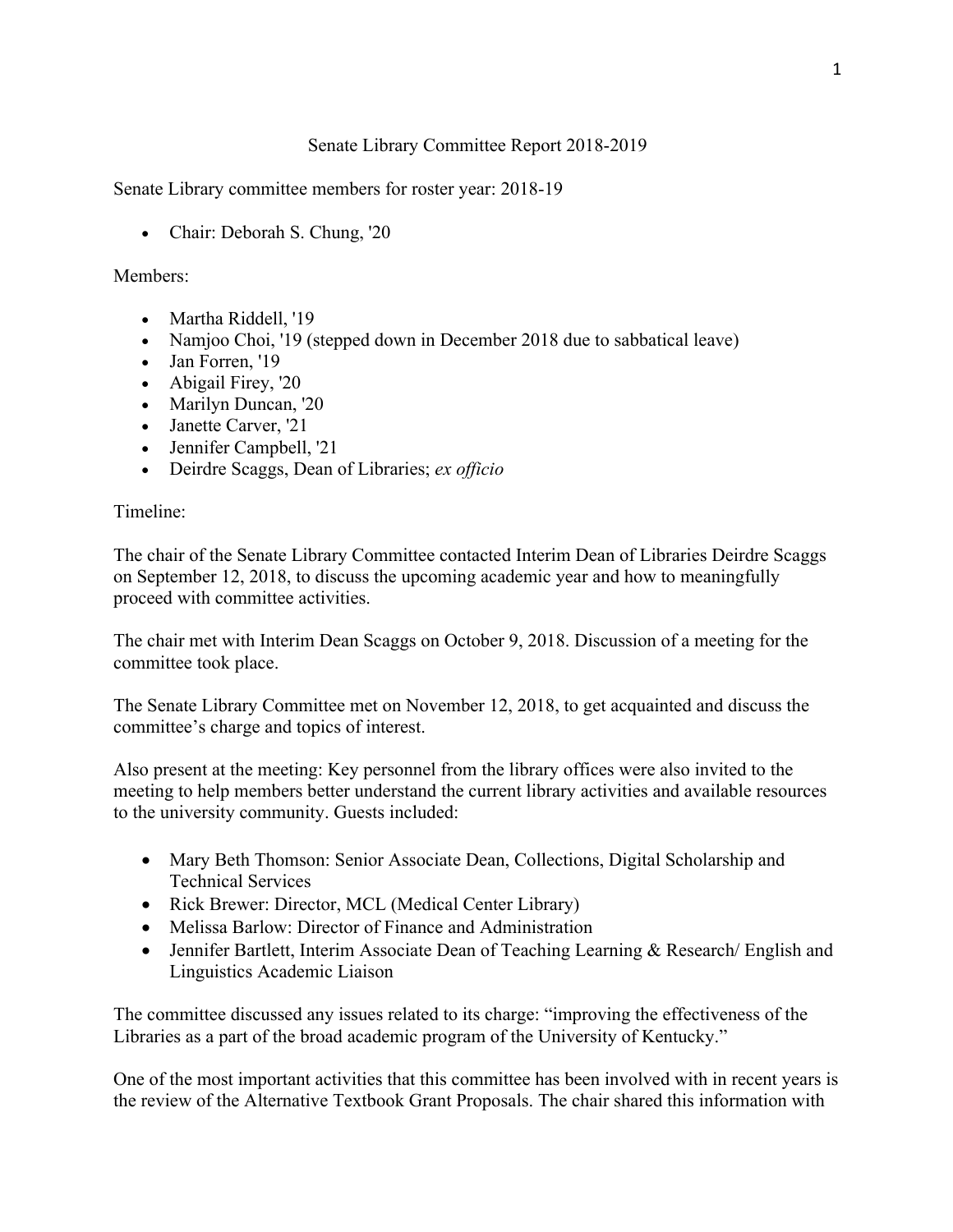# Senate Library Committee Report 2018-2019

Senate Library committee members for roster year: 2018-19

- Chair: Deborah S. Chung, '20

Members:

- Martha Riddell, '19
- Namjoo Choi, '19 (stepped down in December 2018 due to sabbatical leave)
- Jan Forren, '19
- Abigail Firey, '20
- Marilyn Duncan, '20
- Janette Carver, '21
- Jennifer Campbell, '21
- Deirdre Scaggs, Dean of Libraries; *ex officio*

Timeline:

The chair of the Senate Library Committee contacted Interim Dean of Libraries Deirdre Scaggs on September 12, 2018, to discuss the upcoming academic year and how to meaningfully proceed with committee activities.

The chair met with Interim Dean Scaggs on October 9, 2018. Discussion of a meeting for the committee took place.

The Senate Library Committee met on November 12, 2018, to get acquainted and discuss the committee's charge and topics of interest.

Also present at the meeting: Key personnel from the library offices were also invited to the meeting to help members better understand the current library activities and available resources to the university community. Guests included:

- Mary Beth Thomson: Senior Associate Dean, Collections, Digital Scholarship and Technical Services
- Rick Brewer: Director, MCL (Medical Center Library)
- Melissa Barlow: Director of Finance and Administration
- Jennifer Bartlett, Interim Associate Dean of Teaching Learning & Research/ English and Linguistics Academic Liaison

The committee discussed any issues related to its charge: "improving the effectiveness of the Libraries as a part of the broad academic program of the University of Kentucky."

One of the most important activities that this committee has been involved with in recent years is the review of the Alternative Textbook Grant Proposals. The chair shared this information with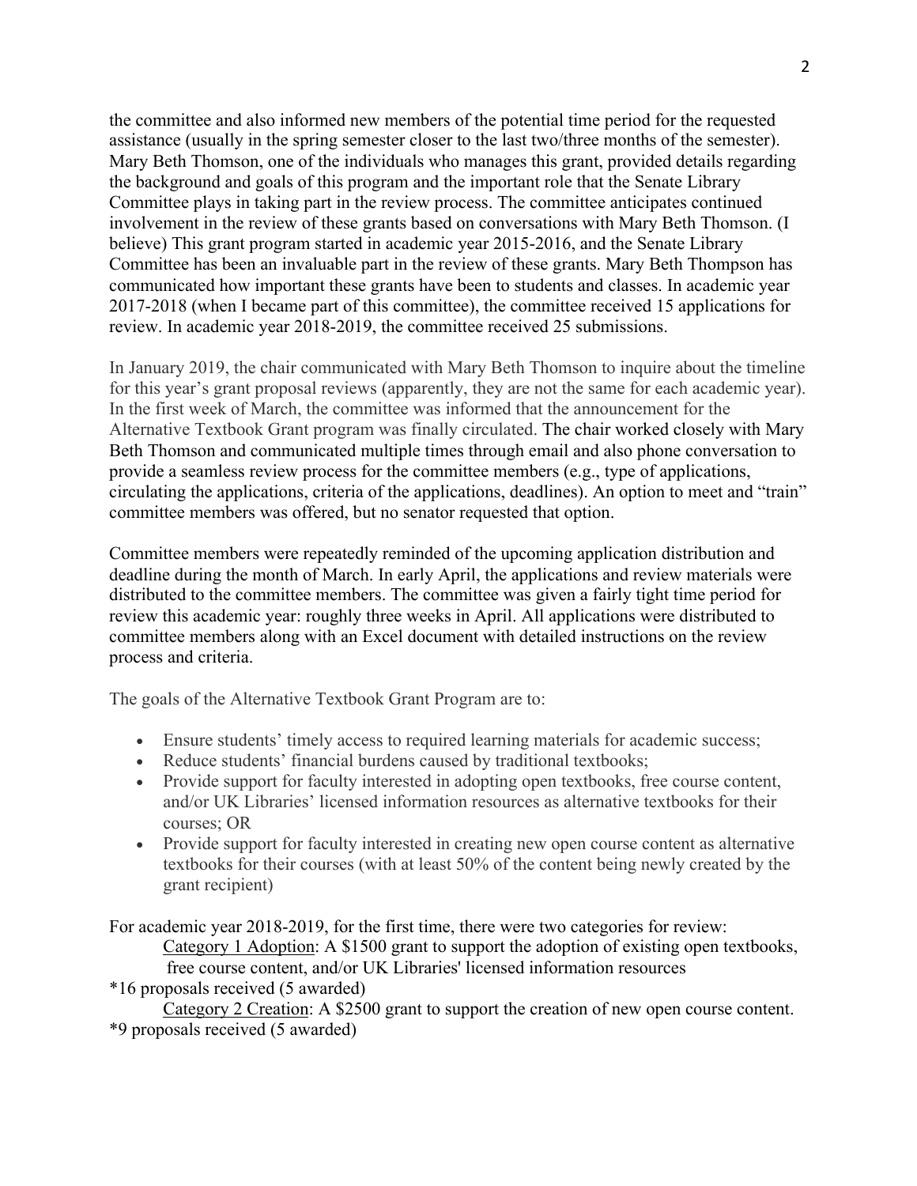the committee and also informed new members of the potential time period for the requested assistance (usually in the spring semester closer to the last two/three months of the semester). Mary Beth Thomson, one of the individuals who manages this grant, provided details regarding the background and goals of this program and the important role that the Senate Library Committee plays in taking part in the review process. The committee anticipates continued involvement in the review of these grants based on conversations with Mary Beth Thomson. (I believe) This grant program started in academic year 2015-2016, and the Senate Library Committee has been an invaluable part in the review of these grants. Mary Beth Thompson has communicated how important these grants have been to students and classes. In academic year 2017-2018 (when I became part of this committee), the committee received 15 applications for review. In academic year 2018-2019, the committee received 25 submissions.

In January 2019, the chair communicated with Mary Beth Thomson to inquire about the timeline for this year's grant proposal reviews (apparently, they are not the same for each academic year). In the first week of March, the committee was informed that the announcement for the Alternative Textbook Grant program was finally circulated. The chair worked closely with Mary Beth Thomson and communicated multiple times through email and also phone conversation to provide a seamless review process for the committee members (e.g., type of applications, circulating the applications, criteria of the applications, deadlines). An option to meet and "train" committee members was offered, but no senator requested that option.

Committee members were repeatedly reminded of the upcoming application distribution and deadline during the month of March. In early April, the applications and review materials were distributed to the committee members. The committee was given a fairly tight time period for review this academic year: roughly three weeks in April. All applications were distributed to committee members along with an Excel document with detailed instructions on the review process and criteria.

The goals of the Alternative Textbook Grant Program are to:

- Ensure students' timely access to required learning materials for academic success;
- Reduce students' financial burdens caused by traditional textbooks;
- Provide support for faculty interested in adopting open textbooks, free course content, and/or UK Libraries' licensed information resources as alternative textbooks for their courses; OR
- Provide support for faculty interested in creating new open course content as alternative textbooks for their courses (with at least 50% of the content being newly created by the grant recipient)

For academic year 2018-2019, for the first time, there were two categories for review:

Category 1 Adoption: A $1500 grant to support the adoption of existing open textbooks, free course content, and/or UK Libraries' licensed information resources

*16 proposals received (5 awarded)

Category 2 Creation: A $2500 grant to support the creation of new open course content.

*9 proposals received (5 awarded)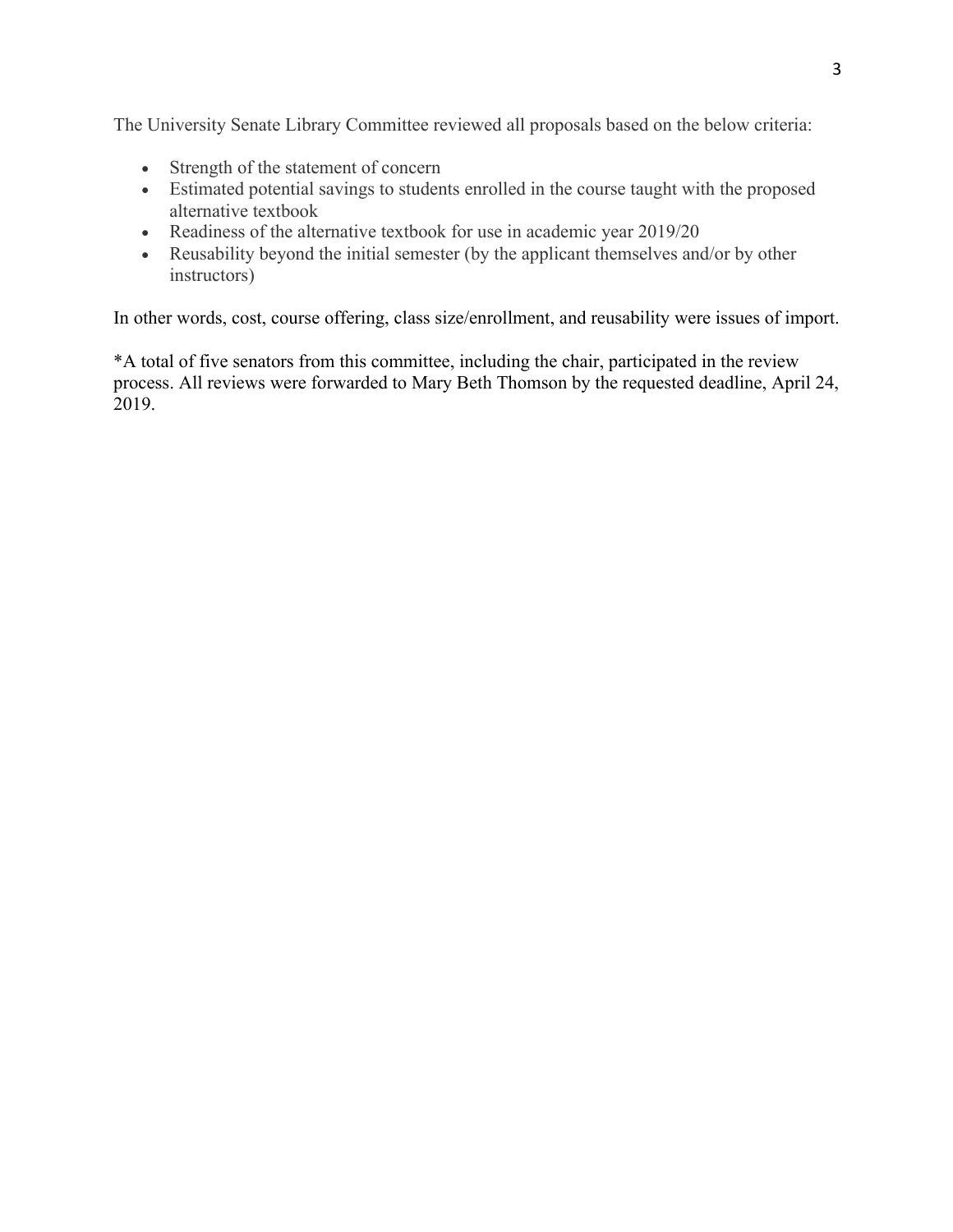The University Senate Library Committee reviewed all proposals based on the below criteria:

- Strength of the statement of concern
- Estimated potential savings to students enrolled in the course taught with the proposed alternative textbook
- Readiness of the alternative textbook for use in academic year 2019/20
- Reusability beyond the initial semester (by the applicant themselves and/or by other instructors)

In other words, cost, course offering, class size/enrollment, and reusability were issues of import.

*A total of five senators from this committee, including the chair, participated in the review process. All reviews were forwarded to Mary Beth Thomson by the requested deadline, April 24, 2019.